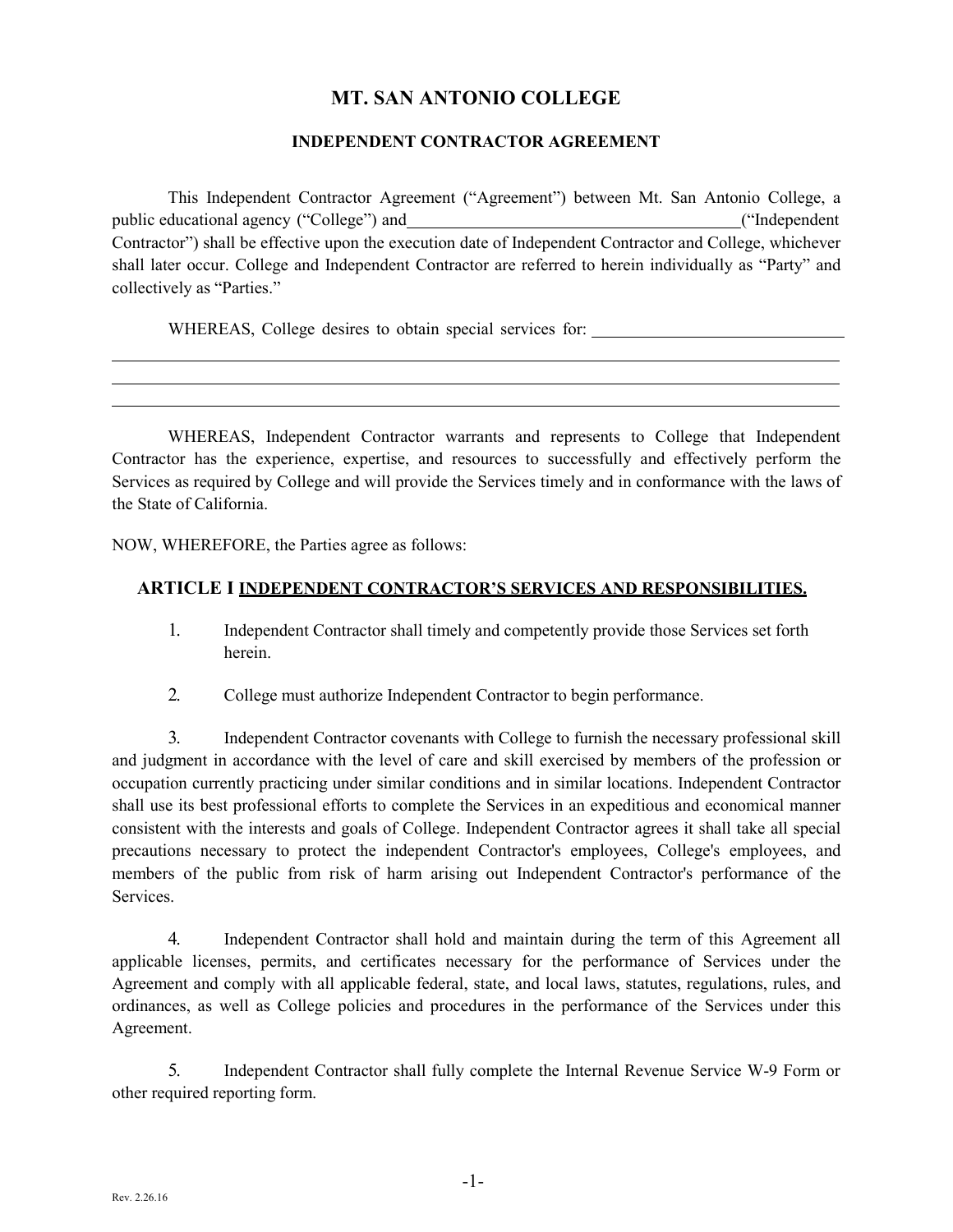# MT. SAN ANTONIO COLLEGE

## INDEPENDENT CONTRACTOR AGREEMENT

This Independent Contractor Agreement ("Agreement") between Mt. San Antonio College, a public educational agency ("College") and________________________________________("Independent Contractor") shall be effective upon the execution date of Independent Contractor and College, whichever shall later occur. College and Independent Contractor are referred to herein individually as "Party" and collectively as "Parties."

WHEREAS, College desires to obtain special services for: ______________________________
_____________________________________________________________________________________
_____________________________________________________________________________________
_____________________________________________________________________________________

WHEREAS, Independent Contractor warrants and represents to College that Independent Contractor has the experience, expertise, and resources to successfully and effectively perform the Services as required by College and will provide the Services timely and in conformance with the laws of the State of California.

NOW, WHEREFORE, the Parties agree as follows:

### ARTICLE I <u>INDEPENDENT CONTRACTOR'S SERVICES AND RESPONSIBILITIES.</u>

1. Independent Contractor shall timely and competently provide those Services set forth herein.

2. College must authorize Independent Contractor to begin performance.

3. Independent Contractor covenants with College to furnish the necessary professional skill and judgment in accordance with the level of care and skill exercised by members of the profession or occupation currently practicing under similar conditions and in similar locations. Independent Contractor shall use its best professional efforts to complete the Services in an expeditious and economical manner consistent with the interests and goals of College. Independent Contractor agrees it shall take all special precautions necessary to protect the independent Contractor's employees, College's employees, and members of the public from risk of harm arising out Independent Contractor's performance of the Services.

4. Independent Contractor shall hold and maintain during the term of this Agreement all applicable licenses, permits, and certificates necessary for the performance of Services under the Agreement and comply with all applicable federal, state, and local laws, statutes, regulations, rules, and ordinances, as well as College policies and procedures in the performance of the Services under this Agreement.

5. Independent Contractor shall fully complete the Internal Revenue Service W-9 Form or other required reporting form.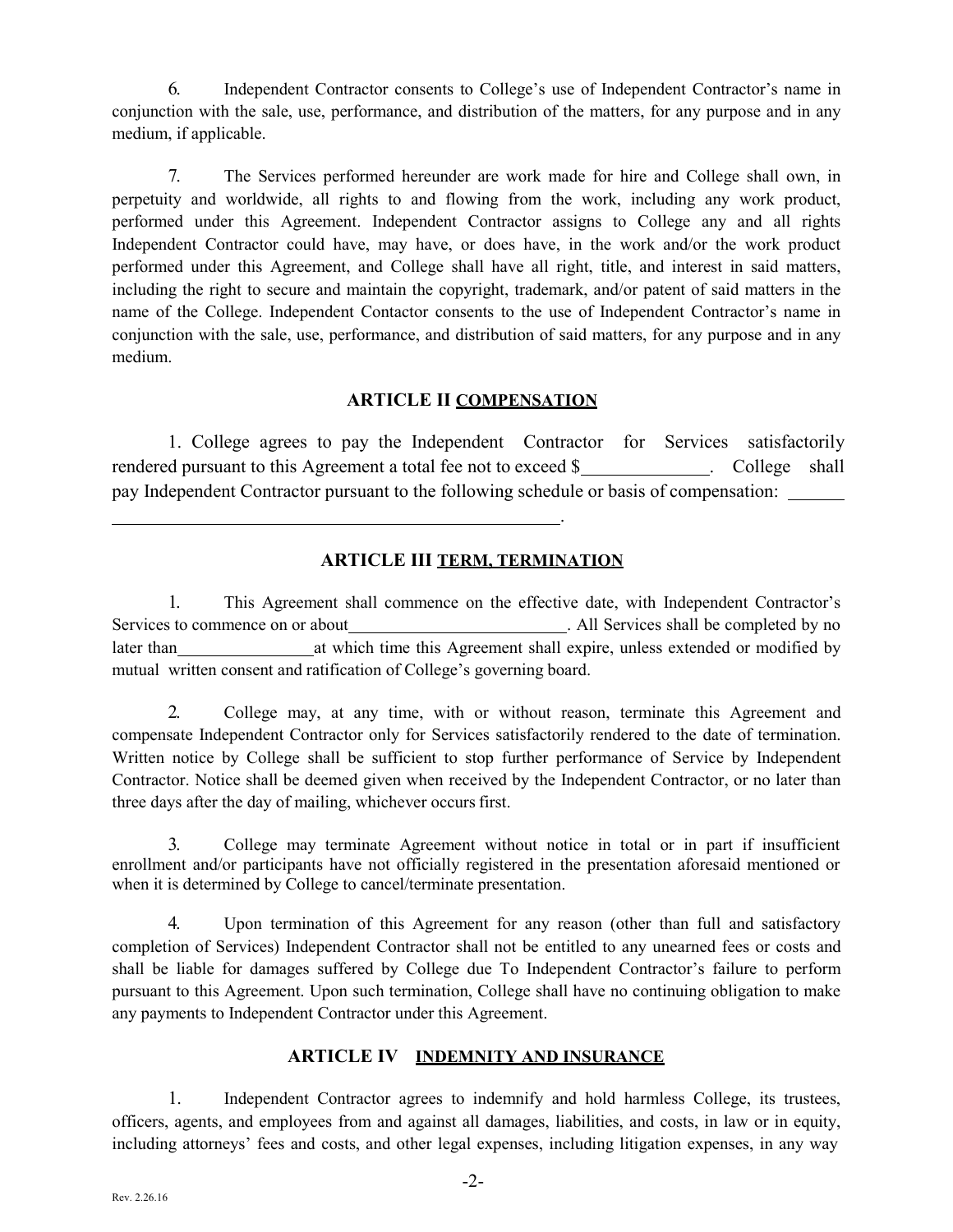6. Independent Contractor consents to College's use of Independent Contractor's name in conjunction with the sale, use, performance, and distribution of the matters, for any purpose and in any medium, if applicable.

7. The Services performed hereunder are work made for hire and College shall own, in perpetuity and worldwide, all rights to and flowing from the work, including any work product, performed under this Agreement. Independent Contractor assigns to College any and all rights Independent Contractor could have, may have, or does have, in the work and/or the work product performed under this Agreement, and College shall have all right, title, and interest in said matters, including the right to secure and maintain the copyright, trademark, and/or patent of said matters in the name of the College. Independent Contactor consents to the use of Independent Contractor's name in conjunction with the sale, use, performance, and distribution of said matters, for any purpose and in any medium.

## ARTICLE II COMPENSATION

1. College agrees to pay the Independent Contractor for Services satisfactorily rendered pursuant to this Agreement a total fee not to exceed $______________. College shall pay Independent Contractor pursuant to the following schedule or basis of compensation: ______ ______________________________________________________.

## ARTICLE III TERM, TERMINATION

1. This Agreement shall commence on the effective date, with Independent Contractor's Services to commence on or about__________________________. All Services shall be completed by no later than________________at which time this Agreement shall expire, unless extended or modified by mutual written consent and ratification of College's governing board.

2. College may, at any time, with or without reason, terminate this Agreement and compensate Independent Contractor only for Services satisfactorily rendered to the date of termination. Written notice by College shall be sufficient to stop further performance of Service by Independent Contractor. Notice shall be deemed given when received by the Independent Contractor, or no later than three days after the day of mailing, whichever occurs first.

3. College may terminate Agreement without notice in total or in part if insufficient enrollment and/or participants have not officially registered in the presentation aforesaid mentioned or when it is determined by College to cancel/terminate presentation.

4. Upon termination of this Agreement for any reason (other than full and satisfactory completion of Services) Independent Contractor shall not be entitled to any unearned fees or costs and shall be liable for damages suffered by College due To Independent Contractor's failure to perform pursuant to this Agreement. Upon such termination, College shall have no continuing obligation to make any payments to Independent Contractor under this Agreement.

## ARTICLE IV INDEMNITY AND INSURANCE

1. Independent Contractor agrees to indemnify and hold harmless College, its trustees, officers, agents, and employees from and against all damages, liabilities, and costs, in law or in equity, including attorneys' fees and costs, and other legal expenses, including litigation expenses, in any way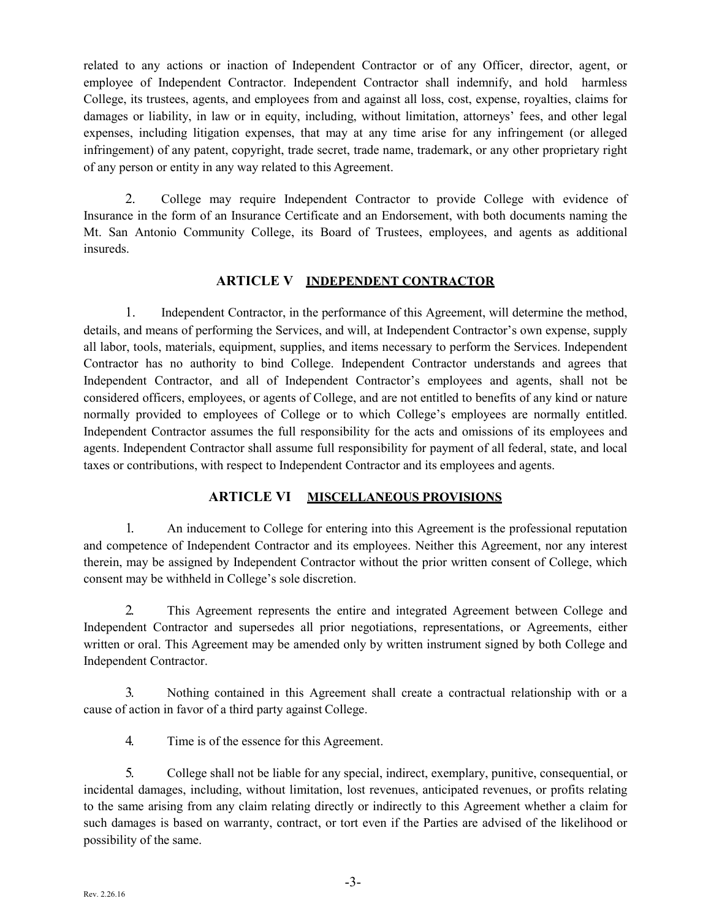related to any actions or inaction of Independent Contractor or of any Officer, director, agent, or employee of Independent Contractor. Independent Contractor shall indemnify, and hold harmless College, its trustees, agents, and employees from and against all loss, cost, expense, royalties, claims for damages or liability, in law or in equity, including, without limitation, attorneys' fees, and other legal expenses, including litigation expenses, that may at any time arise for any infringement (or alleged infringement) of any patent, copyright, trade secret, trade name, trademark, or any other proprietary right of any person or entity in any way related to this Agreement.

2. College may require Independent Contractor to provide College with evidence of Insurance in the form of an Insurance Certificate and an Endorsement, with both documents naming the Mt. San Antonio Community College, its Board of Trustees, employees, and agents as additional insureds.

## ARTICLE V <u>INDEPENDENT CONTRACTOR</u>

1. Independent Contractor, in the performance of this Agreement, will determine the method, details, and means of performing the Services, and will, at Independent Contractor's own expense, supply all labor, tools, materials, equipment, supplies, and items necessary to perform the Services. Independent Contractor has no authority to bind College. Independent Contractor understands and agrees that Independent Contractor, and all of Independent Contractor's employees and agents, shall not be considered officers, employees, or agents of College, and are not entitled to benefits of any kind or nature normally provided to employees of College or to which College's employees are normally entitled. Independent Contractor assumes the full responsibility for the acts and omissions of its employees and agents. Independent Contractor shall assume full responsibility for payment of all federal, state, and local taxes or contributions, with respect to Independent Contractor and its employees and agents.

## ARTICLE VI <u>MISCELLANEOUS PROVISIONS</u>

1. An inducement to College for entering into this Agreement is the professional reputation and competence of Independent Contractor and its employees. Neither this Agreement, nor any interest therein, may be assigned by Independent Contractor without the prior written consent of College, which consent may be withheld in College's sole discretion.

2. This Agreement represents the entire and integrated Agreement between College and Independent Contractor and supersedes all prior negotiations, representations, or Agreements, either written or oral. This Agreement may be amended only by written instrument signed by both College and Independent Contractor.

3. Nothing contained in this Agreement shall create a contractual relationship with or a cause of action in favor of a third party against College.

4. Time is of the essence for this Agreement.

5. College shall not be liable for any special, indirect, exemplary, punitive, consequential, or incidental damages, including, without limitation, lost revenues, anticipated revenues, or profits relating to the same arising from any claim relating directly or indirectly to this Agreement whether a claim for such damages is based on warranty, contract, or tort even if the Parties are advised of the likelihood or possibility of the same.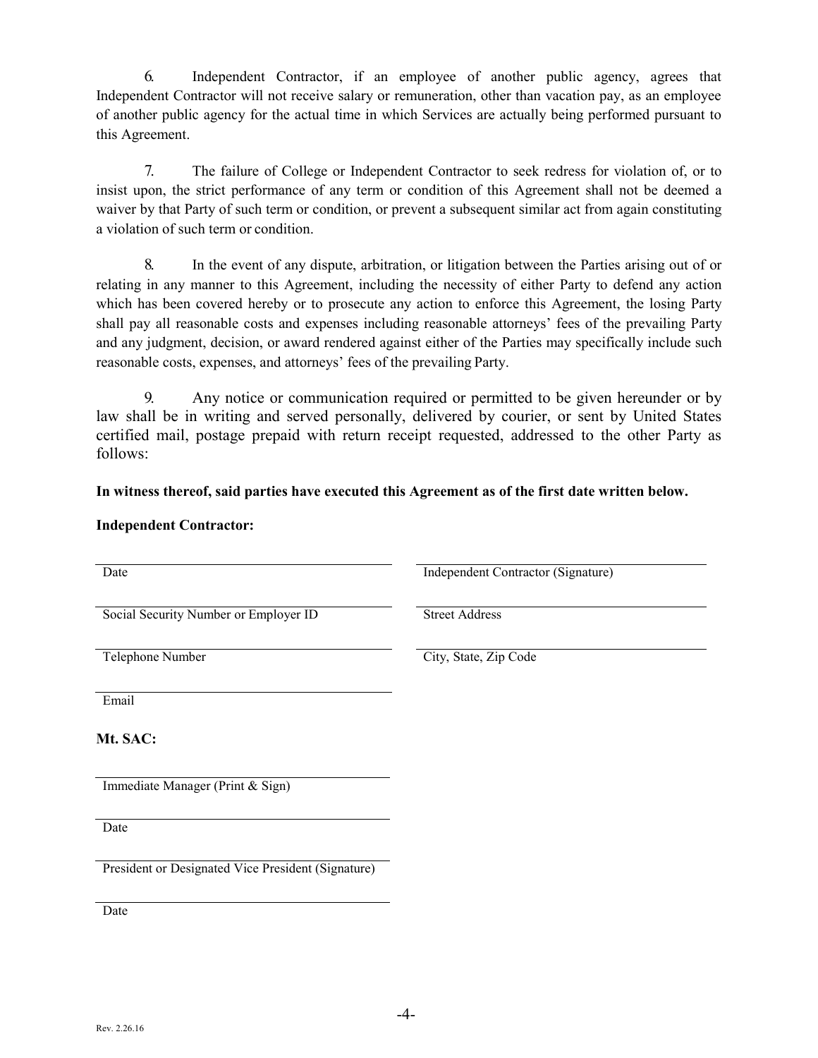6. Independent Contractor, if an employee of another public agency, agrees that Independent Contractor will not receive salary or remuneration, other than vacation pay, as an employee of another public agency for the actual time in which Services are actually being performed pursuant to this Agreement.

7. The failure of College or Independent Contractor to seek redress for violation of, or to insist upon, the strict performance of any term or condition of this Agreement shall not be deemed a waiver by that Party of such term or condition, or prevent a subsequent similar act from again constituting a violation of such term or condition.

8. In the event of any dispute, arbitration, or litigation between the Parties arising out of or relating in any manner to this Agreement, including the necessity of either Party to defend any action which has been covered hereby or to prosecute any action to enforce this Agreement, the losing Party shall pay all reasonable costs and expenses including reasonable attorneys' fees of the prevailing Party and any judgment, decision, or award rendered against either of the Parties may specifically include such reasonable costs, expenses, and attorneys' fees of the prevailing Party.

9. Any notice or communication required or permitted to be given hereunder or by law shall be in writing and served personally, delivered by courier, or sent by United States certified mail, postage prepaid with return receipt requested, addressed to the other Party as follows:

**In witness thereof, said parties have executed this Agreement as of the first date written below.**

**Independent Contractor:**

| | |
|---|---|
| Date | Independent Contractor (Signature) |
| Social Security Number or Employer ID | Street Address |
| Telephone Number | City, State, Zip Code |
| Email | |

**Mt. SAC:**

Immediate Manager (Print & Sign)

Date

President or Designated Vice President (Signature)

Date

Rev. 2.26.16